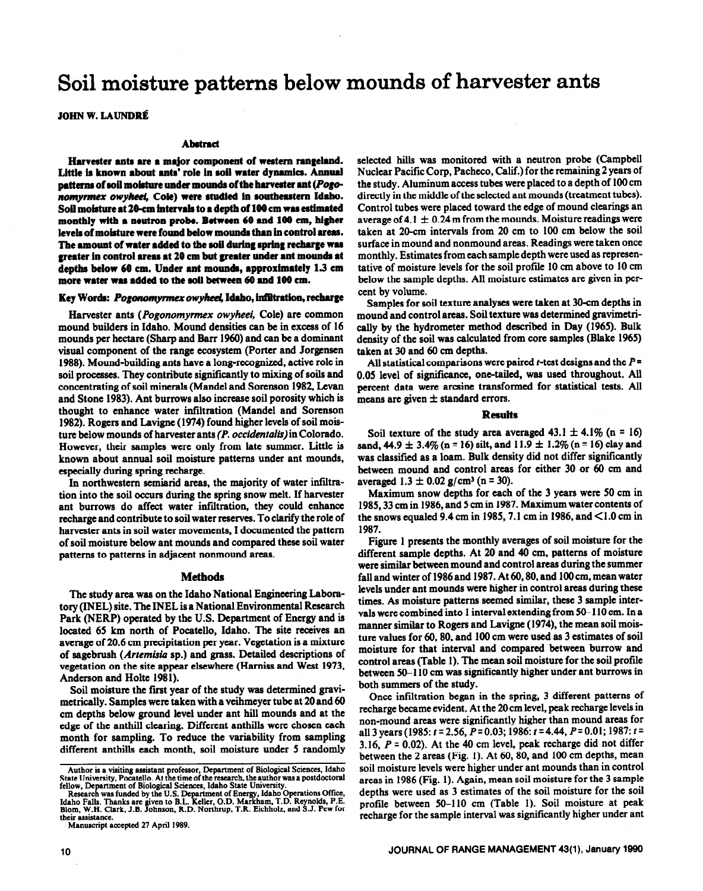# Soil moisture patterns below mounds of harvester ants

**JOHN W. LAUNDRÉ**

## Abstract

**Harvester ants are a major component of western rangeland. Little is known about ants' role in soil water dynamics. Annual patterns of soil moisture under mounds of the harvester ant (*Pogonomyrmex owyheei*, Cole) were studied in southeastern Idaho. Soil moisture at 20-cm intervals to a depth of 100 cm was estimated monthly with a neutron probe. Between 60 and 100 cm, higher levels of moisture were found below mounds than in control areas. The amount of water added to the soil during spring recharge was greater in control areas at 20 cm but greater under ant mounds at depths below 60 cm. Under ant mounds, approximately 1.3 cm more water was added to the soil between 60 and 100 cm.**

**Key Words:** ***Pogonomyrmex owyheei*, Idaho, infiltration, recharge**

Harvester ants (*Pogonomyrmex owyheei*, Cole) are common mound builders in Idaho. Mound densities can be in excess of 16 mounds per hectare (Sharp and Barr 1960) and can be a dominant visual component of the range ecosystem (Porter and Jorgensen 1988). Mound-building ants have a long-recognized, active role in soil processes. They contribute significantly to mixing of soils and concentrating of soil minerals (Mandel and Sorenson 1982, Levan and Stone 1983). Ant burrows also increase soil porosity which is thought to enhance water infiltration (Mandel and Sorenson 1982). Rogers and Lavigne (1974) found higher levels of soil moisture below mounds of harvester ants (*P. occidentalis*) in Colorado. However, their samples were only from late summer. Little is known about annual soil moisture patterns under ant mounds, especially during spring recharge.

In northwestern semiarid areas, the majority of water infiltration into the soil occurs during the spring snow melt. If harvester ant burrows do affect water infiltration, they could enhance recharge and contribute to soil water reserves. To clarify the role of harvester ants in soil water movements, I documented the pattern of soil moisture below ant mounds and compared these soil water patterns to patterns in adjacent nonmound areas.

## Methods

The study area was on the Idaho National Engineering Laboratory (INEL) site. The INEL is a National Environmental Research Park (NERP) operated by the U.S. Department of Energy and is located 65 km north of Pocatello, Idaho. The site receives an average of 20.6 cm precipitation per year. Vegetation is a mixture of sagebrush (*Artemisia* sp.) and grass. Detailed descriptions of vegetation on the site appear elsewhere (Harniss and West 1973, Anderson and Holte 1981).

Soil moisture the first year of the study was determined gravimetrically. Samples were taken with a veihmeyer tube at 20 and at 60 cm depths below ground level under ant hill mounds and at the edge of the anthill clearing. Different anthills were chosen each month for sampling. To reduce the variability from sampling different anthills each month, soil moisture under 5 randomly selected hills was monitored with a neutron probe (Campbell Nuclear Pacific Corp, Pacheco, Calif.) for the remaining 2 years of the study. Aluminum access tubes were placed to a depth of 100 cm directly in the middle of the selected ant mounds (treatment tubes). Control tubes were placed toward the edge of mound clearings an average of 4.1 ± 0.24 m from the mounds. Moisture readings were taken at 20-cm intervals from 20 cm to 100 cm below the soil surface in mound and nonmound areas. Readings were taken once monthly. Estimates from each sample depth were used as representative of moisture levels for the soil profile 10 cm above to 10 cm below the sample depths. All moisture estimates are given in percent by volume.

Samples for soil texture analyses were taken at 30-cm depths in mound and control areas. Soil texture was determined gravimetrically by the hydrometer method described in Day (1965). Bulk density of the soil was calculated from core samples (Blake 1965) taken at 30 and 60 cm depths.

All statistical comparisons were paired *t*-test designs and the $P = 0.05$ level of significance, one-tailed, was used throughout. All percent data were arcsine transformed for statistical tests. All means are given ± standard errors.

## Results

Soil texture of the study area averaged 43.1 ± 4.1% ($n = 16$) sand, 44.9 ± 3.4% ($n = 16$) silt, and 11.9 ± 1.2% ($n = 16$) clay and was classified as a loam. Bulk density did not differ significantly between mound and control areas for either 30 or 60 cm and averaged 1.3 ± 0.02 g/cm³ ($n = 30$).

Maximum snow depths for each of the 3 years were 50 cm in 1985, 33 cm in 1986, and 5 cm in 1987. Maximum water contents of the snows equaled 9.4 cm in 1985, 7.1 cm in 1986, and <1.0 cm in 1987.

Figure 1 presents the monthly averages of soil moisture for the different sample depths. At 20 and 40 cm, patterns of moisture were similar between mound and control areas during the summer fall and winter of 1986 and 1987. At 60, 80, and 100 cm, mean water levels under ant mounds were higher in control areas during these times. As moisture patterns seemed similar, these 3 sample intervals were combined into 1 interval extending from 50–110 cm. In a manner similar to Rogers and Lavigne (1974), the mean soil moisture values for 60, 80, and 100 cm were used as 3 estimates of soil moisture for that interval and compared between burrow and control areas (Table 1). The mean soil moisture for the soil profile between 50–110 cm was significantly higher under ant burrows in both summers of the study.

Once infiltration began in the spring, 3 different patterns of recharge became evident. At the 20 cm level, peak recharge levels in non-mound areas were significantly higher than mound areas for all 3 years (1985: $t = 2.56$, $P = 0.03$; 1986: $t = 4.44$, $P = 0.01$; 1987: $t = 3.16$, $P = 0.02$). At the 40 cm level, peak recharge did not differ between the 2 areas (Fig. 1). At 60, 80, and 100 cm depths, mean soil moisture levels were higher under ant mounds than in control areas in 1986 (Fig. 1). Again, mean soil moisture for the 3 sample depths were used as 3 estimates of the soil moisture for the soil profile between 50–110 cm (Table 1). Soil moisture at peak recharge for the sample interval was significantly higher under ant

Author is a visiting assistant professor, Department of Biological Sciences, Idaho State University, Pocatello. At the time of the research, the author was a postdoctoral fellow, Department of Biological Sciences, Idaho State University.

Research was funded by the U.S. Department of Energy, Idaho Operations Office, Idaho Falls. Thanks are given to B.L. Keller, O.D. Markham, T.D. Reynolds, P.E. Blom, W.H. Clark, J.B. Johnson, R.D. Northrup, T.R. Eichholz, and S.J. Pew for their assistance.

Manuscript accepted 27 April 1989.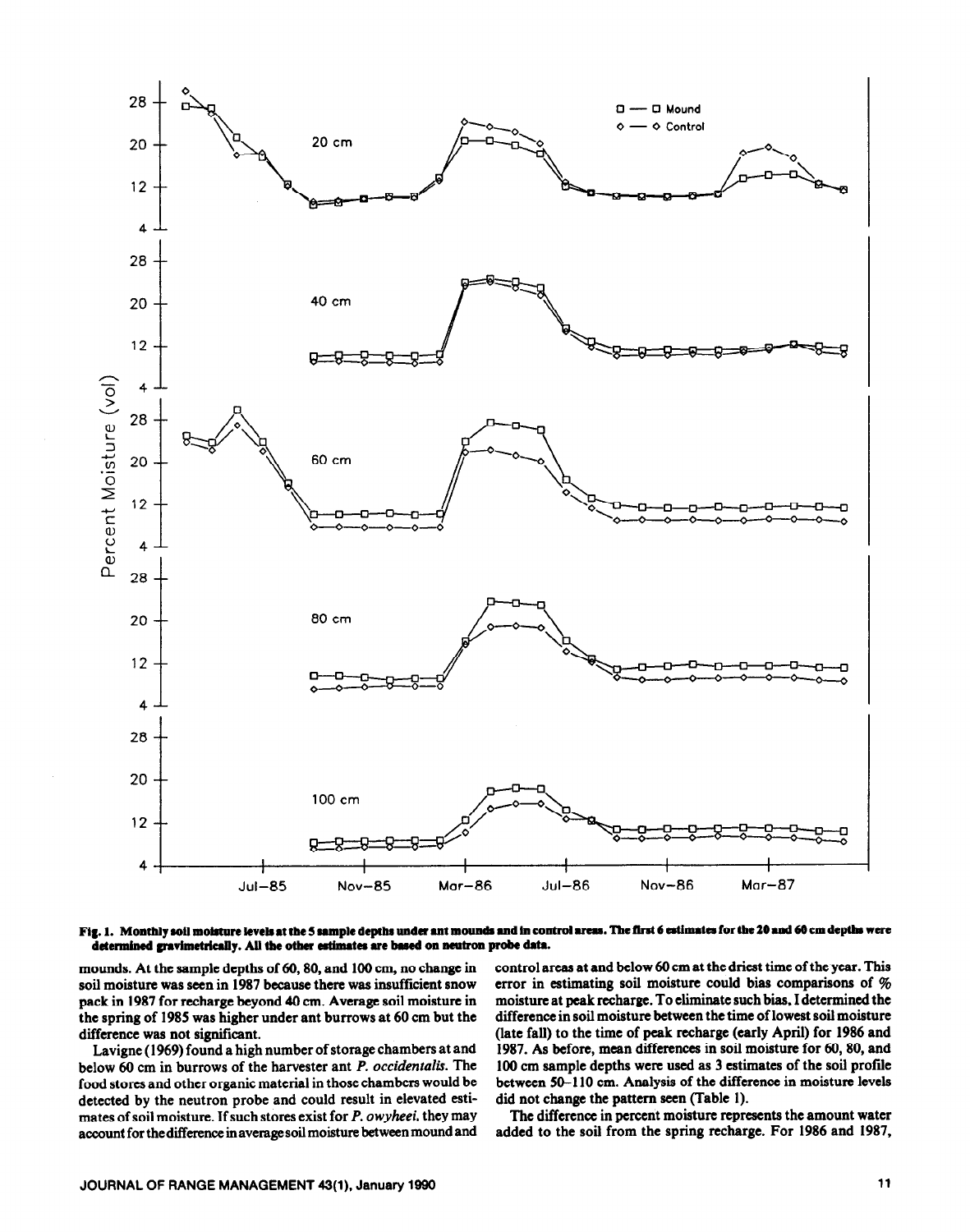**Fig. 1. Monthly soil moisture levels at the 5 sample depths under ant mounds and in control areas. The first 6 estimates for the 20 and 60 cm depths were determined gravimetrically. All the other estimates are based on neutron probe data.**

mounds. At the sample depths of 60, 80, and 100 cm, no change in soil moisture was seen in 1987 because there was insufficient snow pack in 1987 for recharge beyond 40 cm. Average soil moisture in the spring of 1985 was higher under ant burrows at 60 cm but the difference was not significant.

Lavigne (1969) found a high number of storage chambers at and below 60 cm in burrows of the harvester ant *P. occidentalis*. The food stores and other organic material in those chambers would be detected by the neutron probe and could result in elevated estimates of soil moisture. If such stores exist for *P. owyheei*, they may account for the difference in average soil moisture between mound and control areas at and below 60 cm at the driest time of the year. This error in estimating soil moisture could bias comparisons of % moisture at peak recharge. To eliminate such bias, I determined the difference in soil moisture between the time of lowest soil moisture (late fall) to the time of peak recharge (early April) for 1986 and 1987. As before, mean differences in soil moisture for 60, 80, and 100 cm sample depths were used as 3 estimates of the soil profile between 50–110 cm. Analysis of the difference in moisture levels did not change the pattern seen (Table 1).

The difference in percent moisture represents the amount water added to the soil from the spring recharge. For 1986 and 1987,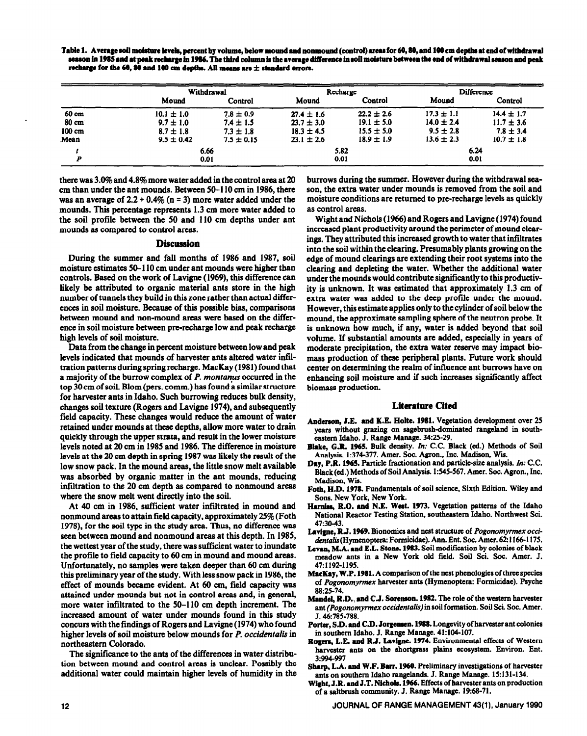**Table 1. Average soil moisture levels, percent by volume, below mound and nonmound (control) areas for 60, 80, and 100 cm depths at end of withdrawal season in 1985 and at peak recharge in 1986. The third column is the average difference in soil moisture between the end of withdrawal season and peak recharge for the 60, 80 and 100 cm depths. All means are ± standard errors.**

| | Withdrawal | | Recharge | | Difference | |
|---|---|---|---|---|---|---|
| | Mound | Control | Mound | Control | Mound | Control |
| 60 cm | 10.1 ± 1.0 | 7.8 ± 0.9 | 27.4 ± 1.6 | 22.2 ± 2.6 | 17.3 ± 1.1 | 14.4 ± 1.7 |
| 80 cm | 9.7 ± 1.0 | 7.4 ± 1.5 | 23.7 ± 3.0 | 19.1 ± 5.0 | 14.0 ± 2.4 | 11.7 ± 3.6 |
| 100 cm | 8.7 ± 1.8 | 7.3 ± 1.8 | 18.3 ± 4.5 | 15.5 ± 5.0 | 9.5 ± 2.8 | 7.8 ± 3.4 |
| Mean | 9.5 ± 0.42 | 7.5 ± 0.15 | 23.1 ± 2.6 | 18.9 ± 1.9 | 13.6 ± 2.3 | 10.7 ± 1.8 |
| $t$ | 6.66 | | 5.82 | | 6.24 | |
| $P$ | 0.01 | | 0.01 | | 0.01 | |

there was 3.0% and 4.8% more water added in the control area at 20 cm than under the ant mounds. Between 50–110 cm in 1986, there was an average of 2.2 + 0.4% (n = 3) more water added under the mounds. This percentage represents 1.3 cm more water added to the soil profile between the 50 and 110 cm depths under ant mounds as compared to control areas.

## Discussion

During the summer and fall months of 1986 and 1987, soil moisture estimates 50–110 cm under ant mounds were higher than controls. Based on the work of Lavigne (1969), this difference can likely be attributed to organic material ants store in the high number of tunnels they build in this zone rather than actual differences in soil moisture. Because of this possible bias, comparisons between mound and non-mound areas were based on the difference in soil moisture between pre-recharge low and peak recharge high levels of soil moisture.

Data from the change in percent moisture between low and peak levels indicated that mounds of harvester ants altered water infiltration patterns during spring recharge. MacKay (1981) found that a majority of the burrow complex of *P. montanus* occurred in the top 30 cm of soil. Blom (pers. comm.) has found a similar structure for harvester ants in Idaho. Such burrowing reduces bulk density, changes soil texture (Rogers and Lavigne 1974), and subsequently field capacity. These changes would reduce the amount of water retained under mounds at these depths, allow more water to drain quickly through the upper strata, and result in the lower moisture levels noted at 20 cm in 1985 and 1986. The difference in moisture levels at the 20 cm depth in spring 1987 was likely the result of the low snow pack. In the mound areas, the little snow melt available was absorbed by organic matter in the ant mounds, reducing infiltration to the 20 cm depth as compared to nonmound areas where the snow melt went directly into the soil.

At 40 cm in 1986, sufficient water infiltrated in mound and nonmound areas to attain field capacity, approximately 25% (Foth 1978), for the soil type in the study area. Thus, no difference was seen between mound and nonmound areas at this depth. In 1985, the wettest year of the study, there was sufficient water to inundate the profile to field capacity to 60 cm in mound and mound areas. Unfortunately, no samples were taken deeper than 60 cm during this preliminary year of the study. With less snow pack in 1986, the effect of mounds became evident. At 60 cm, field capacity was attained under mounds but not in control areas and, in general, more water infiltrated to the 50–110 cm depth increment. The increased amount of water under mounds found in this study concurs with the findings of Rogers and Lavigne (1974) who found higher levels of soil moisture below mounds for *P. occidentalis* in northeastern Colorado.

The significance to the ants of the differences in water distribution between mound and control areas is unclear. Possibly the additional water could maintain higher levels of humidity in the burrows during the summer. However during the withdrawal season, the extra water under mounds is removed from the soil and moisture conditions are returned to pre-recharge levels as quickly as control areas.

Wight and Nichols (1966) and Rogers and Lavigne (1974) found increased plant productivity around the perimeter of mound clearings. They attributed this increased growth to water that infiltrates into the soil within the clearing. Presumably plants growing on the edge of mound clearings are extending their root systems into the clearing and depleting the water. Whether the additional water under the mounds would contribute significantly to this productivity is unknown. It was estimated that approximately 1.3 cm of extra water was added to the deep profile under the mound. However, this estimate applies only to the cylinder of soil below the mound, the approximate sampling sphere of the neutron probe. It is unknown how much, if any, water is added beyond that soil volume. If substantial amounts are added, especially in years of moderate precipitation, the extra water reserve may impact biomass production of these peripheral plants. Future work should center on determining the realm of influence ant burrows have on enhancing soil moisture and if such increases significantly affect biomass production.

## Literature Cited

**Anderson, J.E. and K.E. Holte. 1981.** Vegetation development over 25 years without grazing on sagebrush-dominated rangeland in southeastern Idaho. J. Range Manage. 34:25-29.

**Blake, G.R. 1965.** Bulk density. *In:* C.C. Black (ed.) Methods of Soil Analysis. 1:374-377. Amer. Soc. Agron., Inc. Madison, Wis.

**Day, P.R. 1965.** Particle fractionation and particle-size analysis. *In:* C.C. Black (ed.) Methods of Soil Analysis. 1:545-567. Amer. Soc. Agron., Inc. Madison, Wis.

**Foth, H.D. 1978.** Fundamentals of soil science, Sixth Edition. Wiley and Sons. New York, New York.

**Harniss, R.O. and N.E. West. 1973.** Vegetation patterns of the Idaho National Reactor Testing Station, southeastern Idaho. Northwest Sci. 47:30-43.

**Lavigne, R.J. 1969.** Bionomics and nest structure of *Pogonomyrmex occidentalis* (Hymenoptera: Formicidae). Ann. Ent. Soc. Amer. 62:1166-1175.

**Levan, M.A. and E.L. Stone. 1983.** Soil modification by colonies of black meadow ants in a New York old field. Soil Sci. Soc. Amer. J. 47:1192-1195.

**MacKay, W.P. 1981.** A comparison of the nest phenologies of three species of *Pogonomyrmex* harvester ants (Hymenoptera: Formicidae). Psyche 88:25-74.

**Mandel, R.D., and C.J. Sorenson. 1982.** The role of the western harvester ant *(Pogonomyrmex occidentalis)* in soil formation. Soil Sci. Soc. Amer. J. 46:785-788.

**Porter, S.D. and C.D. Jorgensen. 1988.** Longevity of harvester ant colonies in southern Idaho. J. Range Manage. 41:104-107.

**Rogers, L.E. and R.J. Lavigne. 1974.** Environmental effects of Western harvester ants on the shortgrass plains ecosystem. Environ. Ent. 3:994-997

**Sharp, L.A. and W.F. Barr. 1960.** Preliminary investigations of harvester ants on southern Idaho rangelands. J. Range Manage. 15:131-134.

**Wight, J.R. and J.T. Nichols. 1966.** Effects of harvester ants on production of a saltbrush community. J. Range Manage. 19:68-71.